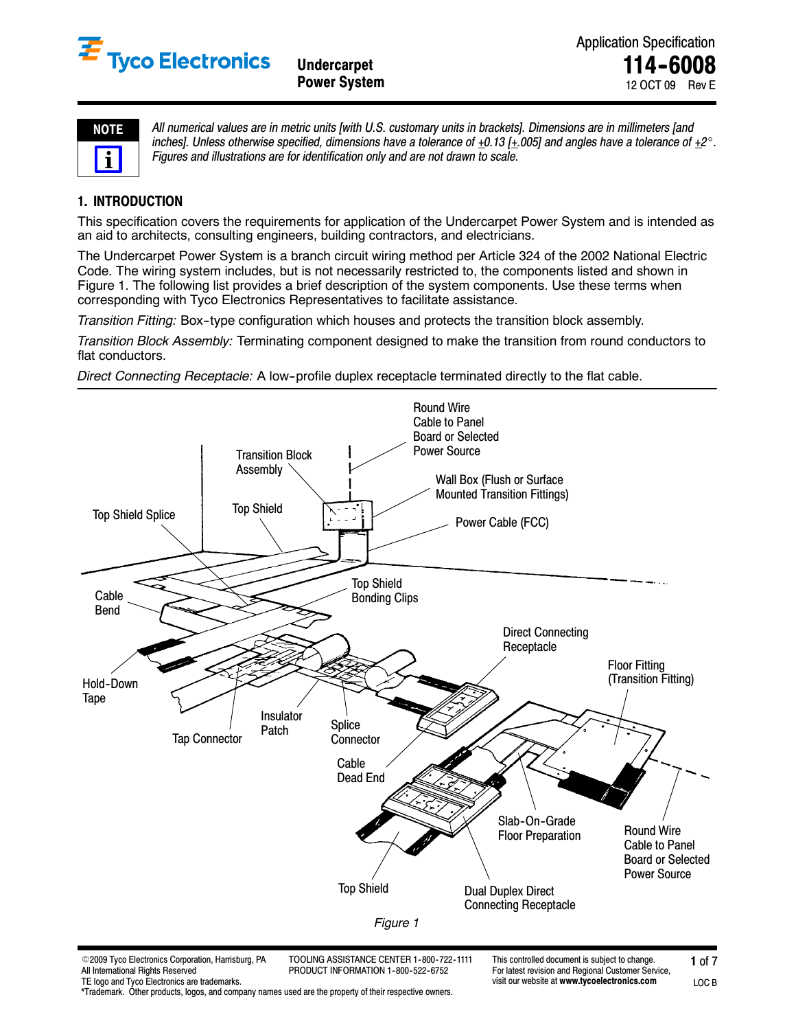Tyco Electronics

**Undercarpet Power System**

Application Specification

**114-6008**

12 OCT 09 Rev E

**NOTE**

*All numerical values are in metric units [with U.S. customary units in brackets]. Dimensions are in millimeters [and inches]. Unless otherwise specified, dimensions have a tolerance of ±0.13 [±.005] and angles have a tolerance of ±2°. Figures and illustrations are for identification only and are not drawn to scale.*

## 1. INTRODUCTION

This specification covers the requirements for application of the Undercarpet Power System and is intended as an aid to architects, consulting engineers, building contractors, and electricians.

The Undercarpet Power System is a branch circuit wiring method per Article 324 of the 2002 National Electric Code. The wiring system includes, but is not necessarily restricted to, the components listed and shown in Figure 1. The following list provides a brief description of the system components. Use these terms when corresponding with Tyco Electronics Representatives to facilitate assistance.

*Transition Fitting:* Box-type configuration which houses and protects the transition block assembly.

*Transition Block Assembly:* Terminating component designed to make the transition from round conductors to flat conductors.

*Direct Connecting Receptacle:* A low-profile duplex receptacle terminated directly to the flat cable.

Round Wire Cable to Panel Board or Selected Power Source

Transition Block Assembly

Wall Box (Flush or Surface Mounted Transition Fittings)

Top Shield

Power Cable (FCC)

Top Shield Splice

Top Shield Bonding Clips

Cable Bend

Direct Connecting Receptacle

Floor Fitting (Transition Fitting)

Hold-Down Tape

Insulator Patch

Splice Connector

Tap Connector

Cable Dead End

Slab-On-Grade Floor Preparation

Round Wire Cable to Panel Board or Selected Power Source

Top Shield

Dual Duplex Direct Connecting Receptacle

*Figure 1*

©2009 Tyco Electronics Corporation, Harrisburg, PA
All International Rights Reserved
TE logo and Tyco Electronics are trademarks.
*Trademark. Other products, logos, and company names used are the property of their respective owners.

TOOLING ASSISTANCE CENTER 1-800-722-1111
PRODUCT INFORMATION 1-800-522-6752

This controlled document is subject to change.
For latest revision and Regional Customer Service, visit our website at **www.tycoelectronics.com**

LOC B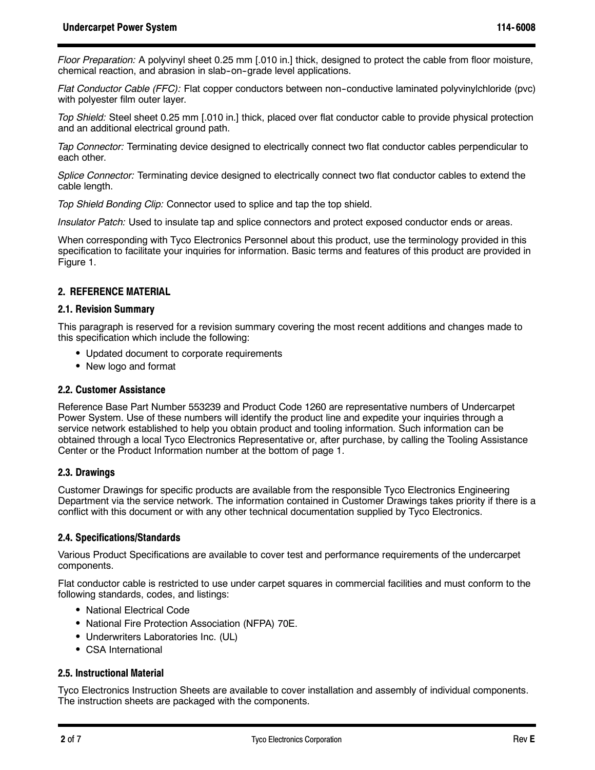*Floor Preparation:* A polyvinyl sheet 0.25 mm [.010 in.] thick, designed to protect the cable from floor moisture, chemical reaction, and abrasion in slab-on-grade level applications.

*Flat Conductor Cable (FFC):* Flat copper conductors between non-conductive laminated polyvinylchloride (pvc) with polyester film outer layer.

*Top Shield:* Steel sheet 0.25 mm [.010 in.] thick, placed over flat conductor cable to provide physical protection and an additional electrical ground path.

*Tap Connector:* Terminating device designed to electrically connect two flat conductor cables perpendicular to each other.

*Splice Connector:* Terminating device designed to electrically connect two flat conductor cables to extend the cable length.

*Top Shield Bonding Clip:* Connector used to splice and tap the top shield.

*Insulator Patch:* Used to insulate tap and splice connectors and protect exposed conductor ends or areas.

When corresponding with Tyco Electronics Personnel about this product, use the terminology provided in this specification to facilitate your inquiries for information. Basic terms and features of this product are provided in Figure 1.

## 2. REFERENCE MATERIAL

### 2.1. Revision Summary

This paragraph is reserved for a revision summary covering the most recent additions and changes made to this specification which include the following:

- Updated document to corporate requirements
- New logo and format

### 2.2. Customer Assistance

Reference Base Part Number 553239 and Product Code 1260 are representative numbers of Undercarpet Power System. Use of these numbers will identify the product line and expedite your inquiries through a service network established to help you obtain product and tooling information. Such information can be obtained through a local Tyco Electronics Representative or, after purchase, by calling the Tooling Assistance Center or the Product Information number at the bottom of page 1.

### 2.3. Drawings

Customer Drawings for specific products are available from the responsible Tyco Electronics Engineering Department via the service network. The information contained in Customer Drawings takes priority if there is a conflict with this document or with any other technical documentation supplied by Tyco Electronics.

### 2.4. Specifications/Standards

Various Product Specifications are available to cover test and performance requirements of the undercarpet components.

Flat conductor cable is restricted to use under carpet squares in commercial facilities and must conform to the following standards, codes, and listings:

- National Electrical Code
- National Fire Protection Association (NFPA) 70E.
- Underwriters Laboratories Inc. (UL)
- CSA International

### 2.5. Instructional Material

Tyco Electronics Instruction Sheets are available to cover installation and assembly of individual components. The instruction sheets are packaged with the components.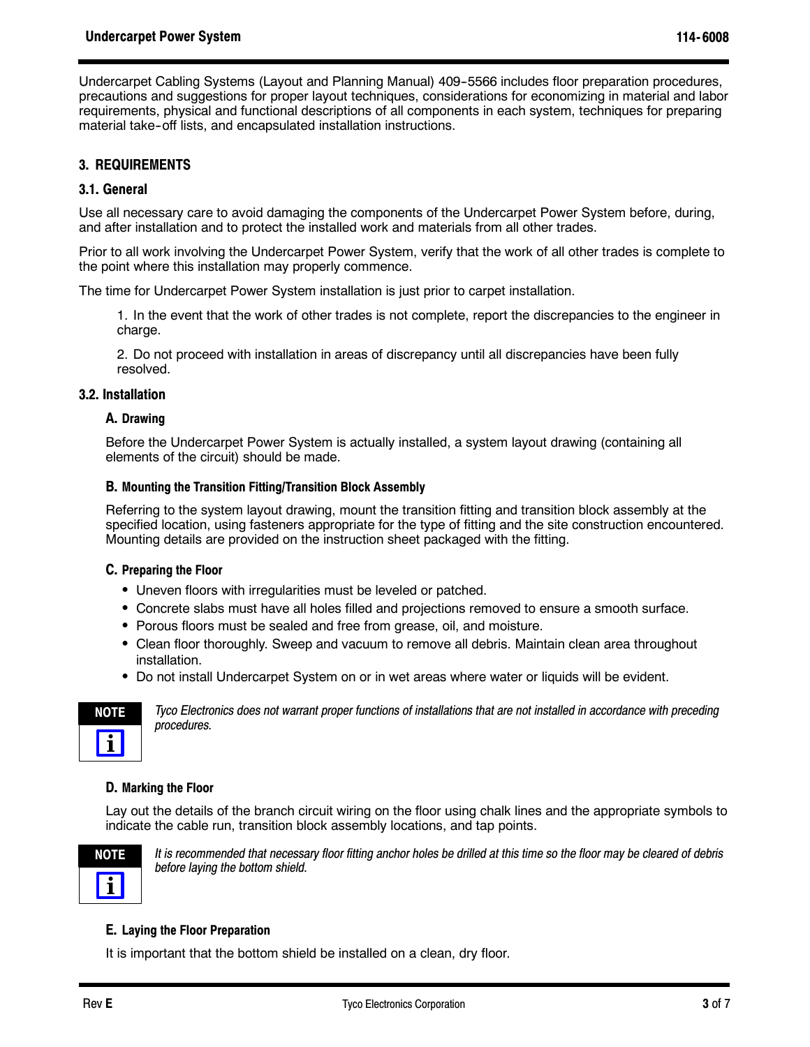Undercarpet Cabling Systems (Layout and Planning Manual) 409-5566 includes floor preparation procedures, precautions and suggestions for proper layout techniques, considerations for economizing in material and labor requirements, physical and functional descriptions of all components in each system, techniques for preparing material take-off lists, and encapsulated installation instructions.

## 3. REQUIREMENTS

### 3.1. General

Use all necessary care to avoid damaging the components of the Undercarpet Power System before, during, and after installation and to protect the installed work and materials from all other trades.

Prior to all work involving the Undercarpet Power System, verify that the work of all other trades is complete to the point where this installation may properly commence.

The time for Undercarpet Power System installation is just prior to carpet installation.

1. In the event that the work of other trades is not complete, report the discrepancies to the engineer in charge.

2. Do not proceed with installation in areas of discrepancy until all discrepancies have been fully resolved.

### 3.2. Installation

#### A. Drawing

Before the Undercarpet Power System is actually installed, a system layout drawing (containing all elements of the circuit) should be made.

#### B. Mounting the Transition Fitting/Transition Block Assembly

Referring to the system layout drawing, mount the transition fitting and transition block assembly at the specified location, using fasteners appropriate for the type of fitting and the site construction encountered. Mounting details are provided on the instruction sheet packaged with the fitting.

#### C. Preparing the Floor

- Uneven floors with irregularities must be leveled or patched.
- Concrete slabs must have all holes filled and projections removed to ensure a smooth surface.
- Porous floors must be sealed and free from grease, oil, and moisture.
- Clean floor thoroughly. Sweep and vacuum to remove all debris. Maintain clean area throughout installation.
- Do not install Undercarpet System on or in wet areas where water or liquids will be evident.

**NOTE**

*Tyco Electronics does not warrant proper functions of installations that are not installed in accordance with preceding procedures.*

#### D. Marking the Floor

Lay out the details of the branch circuit wiring on the floor using chalk lines and the appropriate symbols to indicate the cable run, transition block assembly locations, and tap points.

**NOTE**

*It is recommended that necessary floor fitting anchor holes be drilled at this time so the floor may be cleared of debris before laying the bottom shield.*

#### E. Laying the Floor Preparation

It is important that the bottom shield be installed on a clean, dry floor.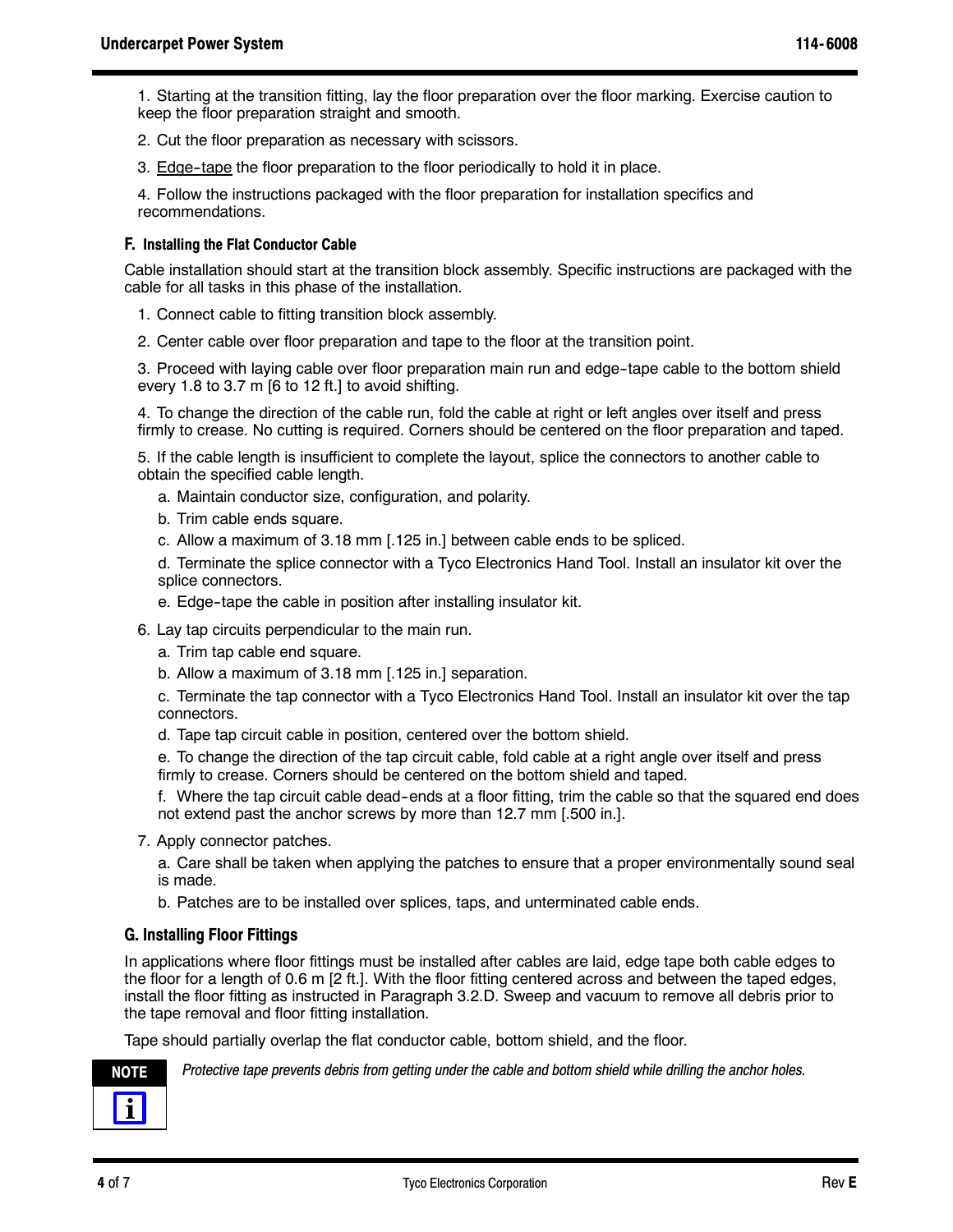1. Starting at the transition fitting, lay the floor preparation over the floor marking. Exercise caution to keep the floor preparation straight and smooth.

2. Cut the floor preparation as necessary with scissors.

3. Edge-tape the floor preparation to the floor periodically to hold it in place.

4. Follow the instructions packaged with the floor preparation for installation specifics and recommendations.

### F. Installing the Flat Conductor Cable

Cable installation should start at the transition block assembly. Specific instructions are packaged with the cable for all tasks in this phase of the installation.

1. Connect cable to fitting transition block assembly.

2. Center cable over floor preparation and tape to the floor at the transition point.

3. Proceed with laying cable over floor preparation main run and edge-tape cable to the bottom shield every 1.8 to 3.7 m [6 to 12 ft.] to avoid shifting.

4. To change the direction of the cable run, fold the cable at right or left angles over itself and press firmly to crease. No cutting is required. Corners should be centered on the floor preparation and taped.

5. If the cable length is insufficient to complete the layout, splice the connectors to another cable to obtain the specified cable length.

   a. Maintain conductor size, configuration, and polarity.

   b. Trim cable ends square.

   c. Allow a maximum of 3.18 mm [.125 in.] between cable ends to be spliced.

   d. Terminate the splice connector with a Tyco Electronics Hand Tool. Install an insulator kit over the splice connectors.

   e. Edge-tape the cable in position after installing insulator kit.

6. Lay tap circuits perpendicular to the main run.

   a. Trim tap cable end square.

   b. Allow a maximum of 3.18 mm [.125 in.] separation.

   c. Terminate the tap connector with a Tyco Electronics Hand Tool. Install an insulator kit over the tap connectors.

   d. Tape tap circuit cable in position, centered over the bottom shield.

   e. To change the direction of the tap circuit cable, fold cable at a right angle over itself and press firmly to crease. Corners should be centered on the bottom shield and taped.

   f. Where the tap circuit cable dead-ends at a floor fitting, trim the cable so that the squared end does not extend past the anchor screws by more than 12.7 mm [.500 in.].

7. Apply connector patches.

   a. Care shall be taken when applying the patches to ensure that a proper environmentally sound seal is made.

   b. Patches are to be installed over splices, taps, and unterminated cable ends.

### G. Installing Floor Fittings

In applications where floor fittings must be installed after cables are laid, edge tape both cable edges to the floor for a length of 0.6 m [2 ft.]. With the floor fitting centered across and between the taped edges, install the floor fitting as instructed in Paragraph 3.2.D. Sweep and vacuum to remove all debris prior to the tape removal and floor fitting installation.

Tape should partially overlap the flat conductor cable, bottom shield, and the floor.

**NOTE**

*Protective tape prevents debris from getting under the cable and bottom shield while drilling the anchor holes.*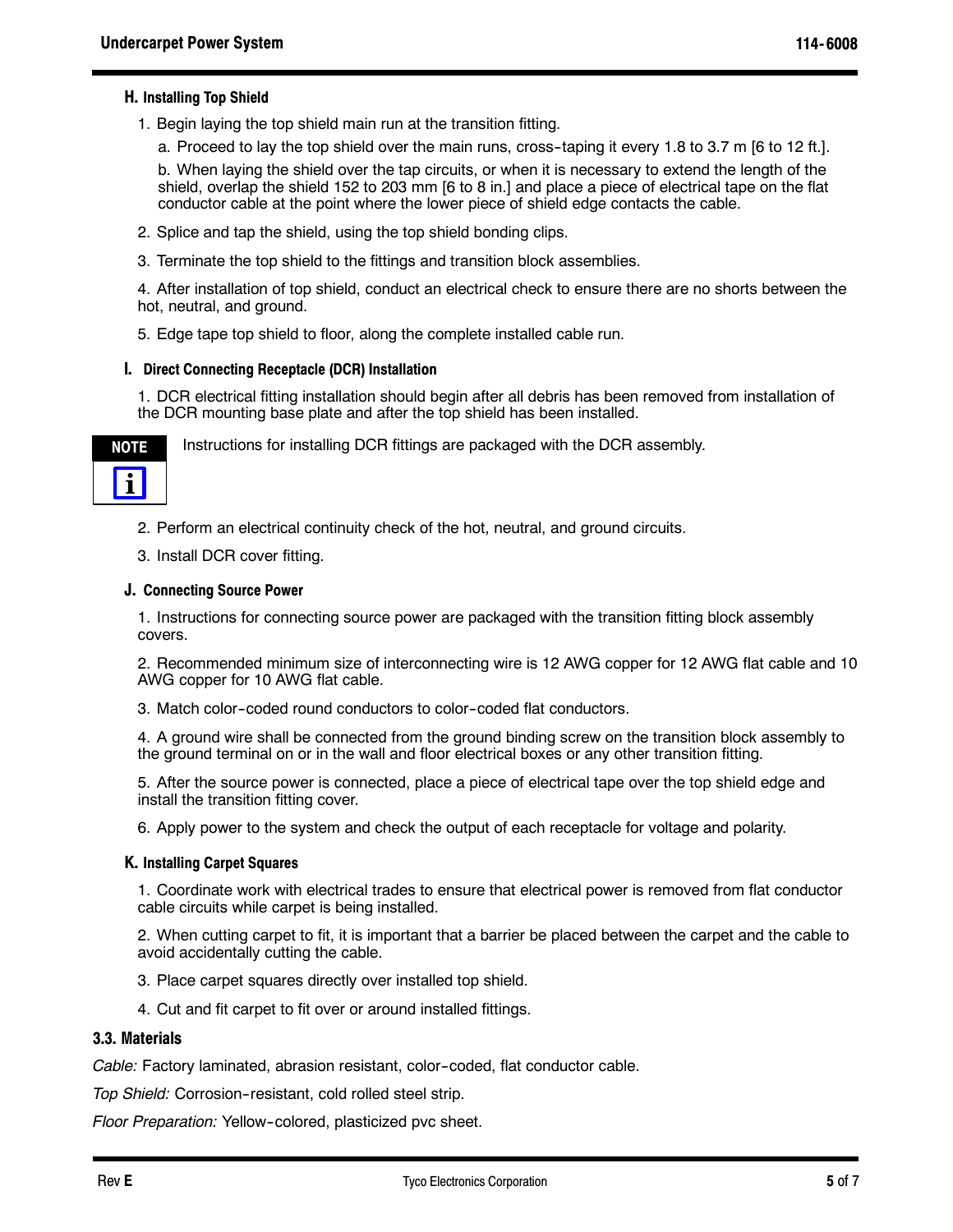### H. Installing Top Shield

1. Begin laying the top shield main run at the transition fitting.

   a. Proceed to lay the top shield over the main runs, cross-taping it every 1.8 to 3.7 m [6 to 12 ft.].

   b. When laying the shield over the tap circuits, or when it is necessary to extend the length of the shield, overlap the shield 152 to 203 mm [6 to 8 in.] and place a piece of electrical tape on the flat conductor cable at the point where the lower piece of shield edge contacts the cable.

2. Splice and tap the shield, using the top shield bonding clips.

3. Terminate the top shield to the fittings and transition block assemblies.

4. After installation of top shield, conduct an electrical check to ensure there are no shorts between the hot, neutral, and ground.

5. Edge tape top shield to floor, along the complete installed cable run.

### I. Direct Connecting Receptacle (DCR) Installation

1. DCR electrical fitting installation should begin after all debris has been removed from installation of the DCR mounting base plate and after the top shield has been installed.

> **NOTE**
> Instructions for installing DCR fittings are packaged with the DCR assembly.

2. Perform an electrical continuity check of the hot, neutral, and ground circuits.

3. Install DCR cover fitting.

### J. Connecting Source Power

1. Instructions for connecting source power are packaged with the transition fitting block assembly covers.

2. Recommended minimum size of interconnecting wire is 12 AWG copper for 12 AWG flat cable and 10 AWG copper for 10 AWG flat cable.

3. Match color-coded round conductors to color-coded flat conductors.

4. A ground wire shall be connected from the ground binding screw on the transition block assembly to the ground terminal on or in the wall and floor electrical boxes or any other transition fitting.

5. After the source power is connected, place a piece of electrical tape over the top shield edge and install the transition fitting cover.

6. Apply power to the system and check the output of each receptacle for voltage and polarity.

### K. Installing Carpet Squares

1. Coordinate work with electrical trades to ensure that electrical power is removed from flat conductor cable circuits while carpet is being installed.

2. When cutting carpet to fit, it is important that a barrier be placed between the carpet and the cable to avoid accidentally cutting the cable.

3. Place carpet squares directly over installed top shield.

4. Cut and fit carpet to fit over or around installed fittings.

## 3.3. Materials

*Cable:* Factory laminated, abrasion resistant, color-coded, flat conductor cable.

*Top Shield:* Corrosion-resistant, cold rolled steel strip.

*Floor Preparation:* Yellow-colored, plasticized pvc sheet.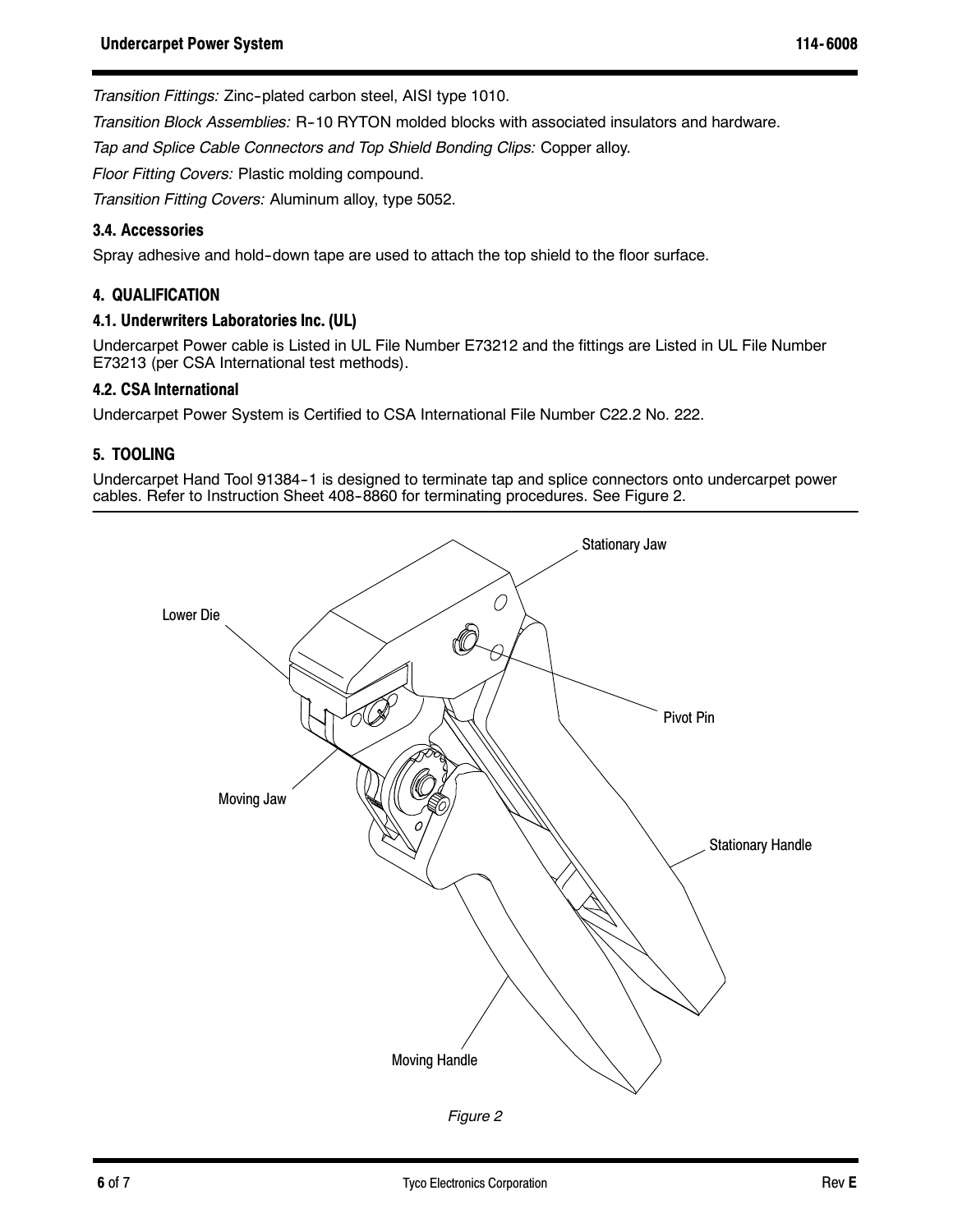*Transition Fittings:* Zinc-plated carbon steel, AISI type 1010.

*Transition Block Assemblies:* R-10 RYTON molded blocks with associated insulators and hardware.

*Tap and Splice Cable Connectors and Top Shield Bonding Clips:* Copper alloy.

*Floor Fitting Covers:* Plastic molding compound.

*Transition Fitting Covers:* Aluminum alloy, type 5052.

### 3.4. Accessories

Spray adhesive and hold-down tape are used to attach the top shield to the floor surface.

## 4. QUALIFICATION

### 4.1. Underwriters Laboratories Inc. (UL)

Undercarpet Power cable is Listed in UL File Number E73212 and the fittings are Listed in UL File Number E73213 (per CSA International test methods).

### 4.2. CSA International

Undercarpet Power System is Certified to CSA International File Number C22.2 No. 222.

## 5. TOOLING

Undercarpet Hand Tool 91384-1 is designed to terminate tap and splice connectors onto undercarpet power cables. Refer to Instruction Sheet 408-8860 for terminating procedures. See Figure 2.

Stationary Jaw

Lower Die

Pivot Pin

Moving Jaw

Stationary Handle

Moving Handle

*Figure 2*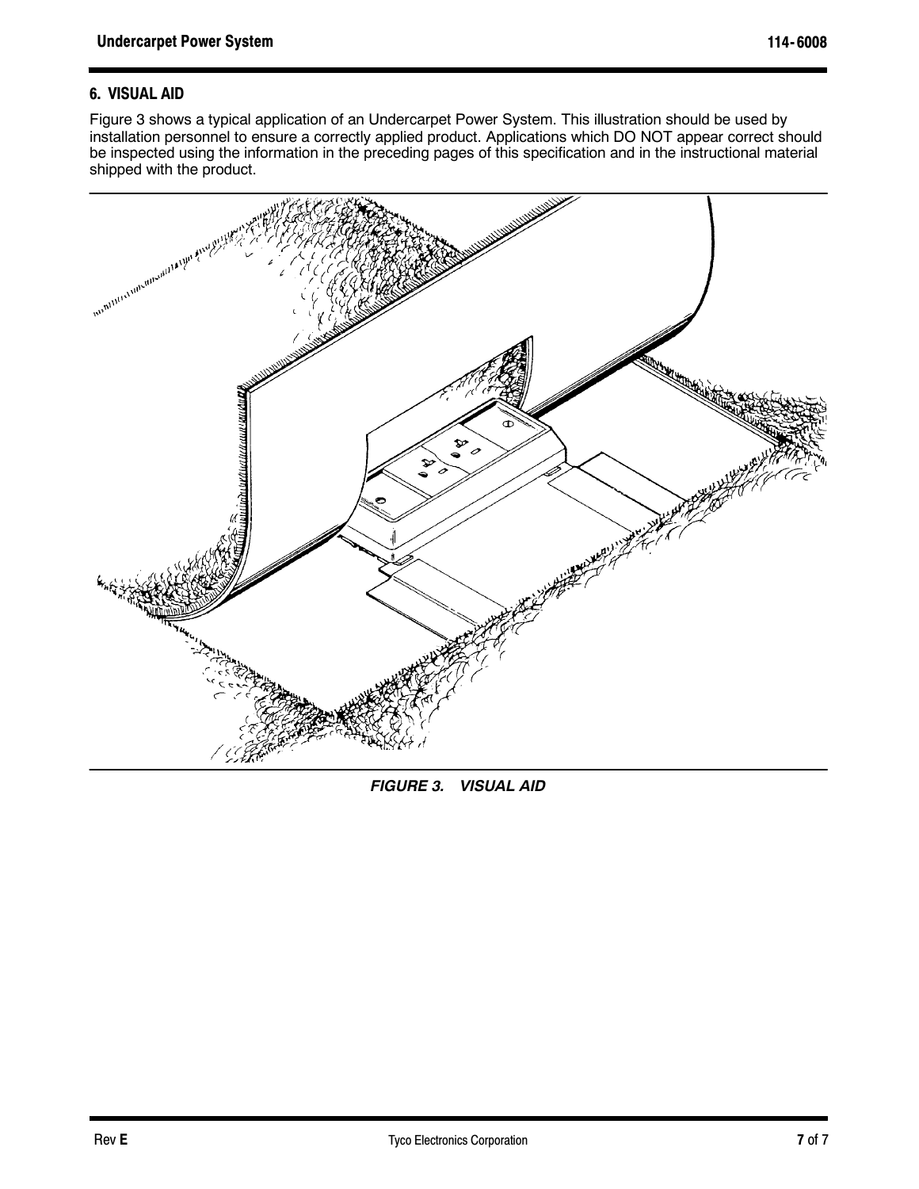## 6. VISUAL AID

Figure 3 shows a typical application of an Undercarpet Power System. This illustration should be used by installation personnel to ensure a correctly applied product. Applications which DO NOT appear correct should be inspected using the information in the preceding pages of this specification and in the instructional material shipped with the product.

***FIGURE 3. VISUAL AID***